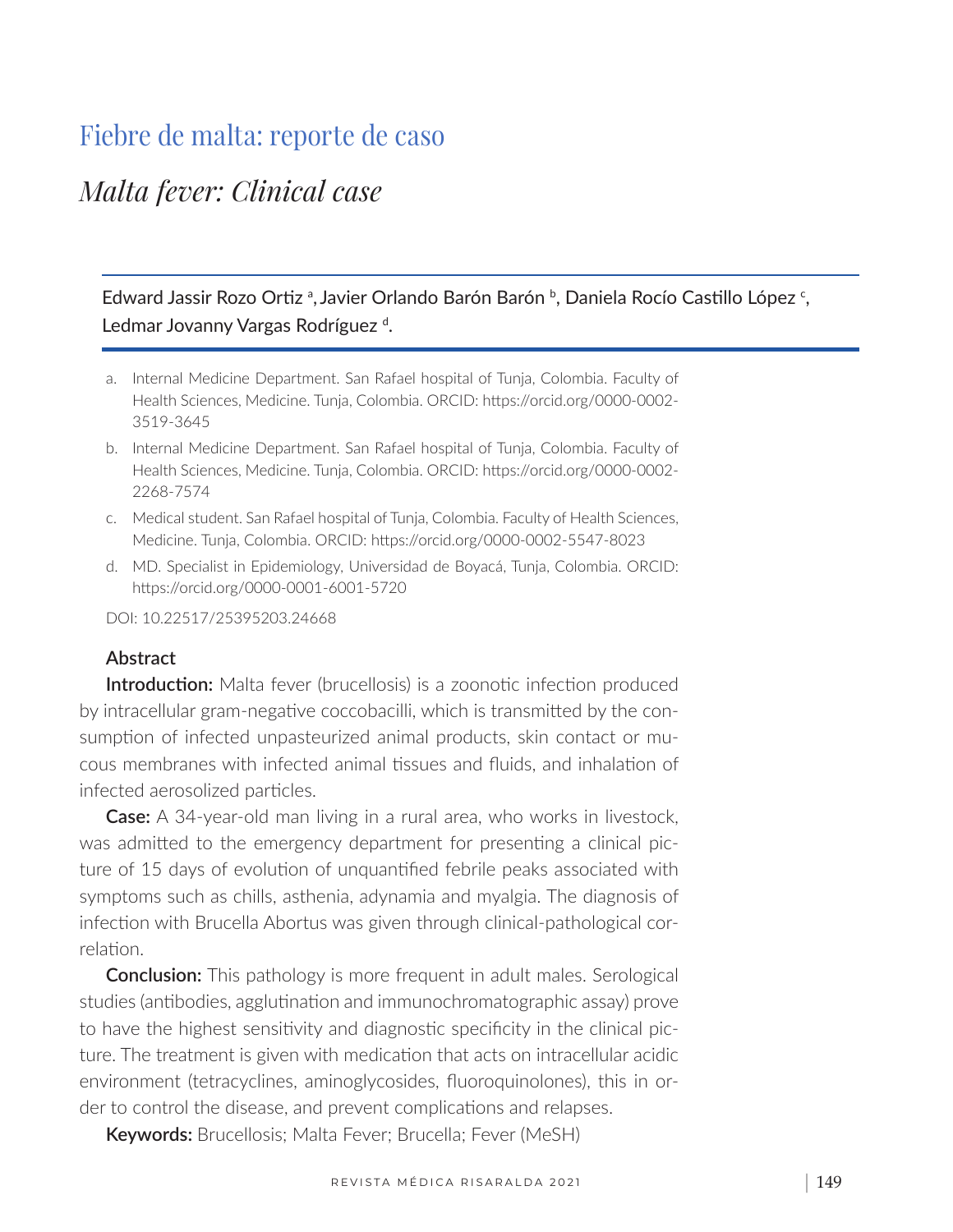# Fiebre de malta: reporte de caso

# *Malta fever: Clinical case*

Edward Jassir Rozo Ortiz [a], Javier Orlando Barón Barón [b], Daniela Rocío Castillo López [c], Ledmar Jovanny Vargas Rodríguez [d].

a. Internal Medicine Department. San Rafael hospital of Tunja, Colombia. Faculty of Health Sciences, Medicine. Tunja, Colombia. ORCID: https://orcid.org/0000-0002-3519-3645

b. Internal Medicine Department. San Rafael hospital of Tunja, Colombia. Faculty of Health Sciences, Medicine. Tunja, Colombia. ORCID: https://orcid.org/0000-0002-2268-7574

c. Medical student. San Rafael hospital of Tunja, Colombia. Faculty of Health Sciences, Medicine. Tunja, Colombia. ORCID: https://orcid.org/0000-0002-5547-8023

d. MD. Specialist in Epidemiology, Universidad de Boyacá, Tunja, Colombia. ORCID: https://orcid.org/0000-0001-6001-5720

DOI: 10.22517/25395203.24668

## Abstract

**Introduction:** Malta fever (brucellosis) is a zoonotic infection produced by intracellular gram-negative coccobacilli, which is transmitted by the consumption of infected unpasteurized animal products, skin contact or mucous membranes with infected animal tissues and fluids, and inhalation of infected aerosolized particles.

**Case:** A 34-year-old man living in a rural area, who works in livestock, was admitted to the emergency department for presenting a clinical picture of 15 days of evolution of unquantified febrile peaks associated with symptoms such as chills, asthenia, adynamia and myalgia. The diagnosis of infection with Brucella Abortus was given through clinical-pathological correlation.

**Conclusion:** This pathology is more frequent in adult males. Serological studies (antibodies, agglutination and immunochromatographic assay) prove to have the highest sensitivity and diagnostic specificity in the clinical picture. The treatment is given with medication that acts on intracellular acidic environment (tetracyclines, aminoglycosides, fluoroquinolones), this in order to control the disease, and prevent complications and relapses.

**Keywords:** Brucellosis; Malta Fever; Brucella; Fever (MeSH)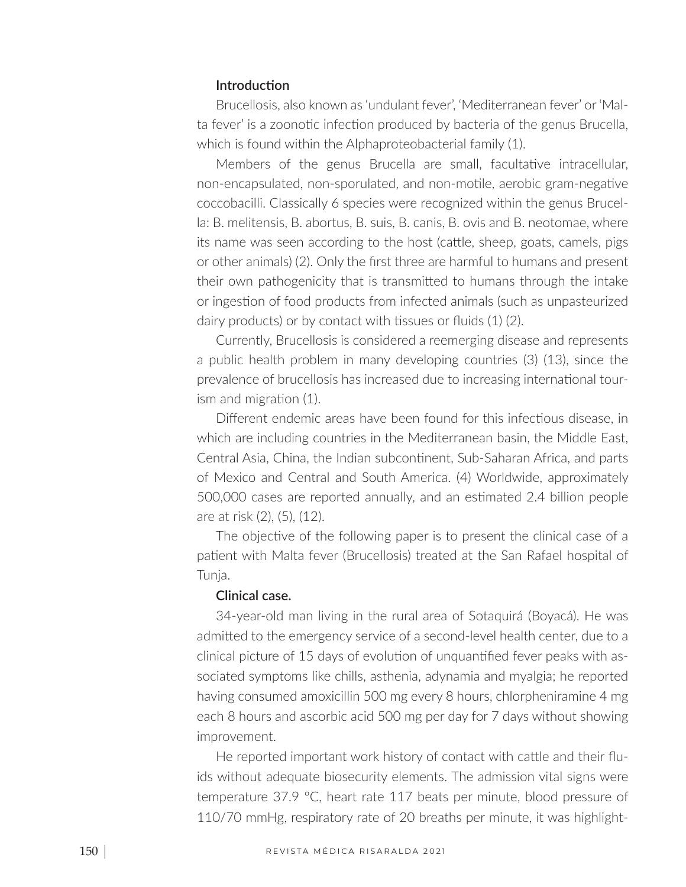### Introduction

Brucellosis, also known as 'undulant fever', 'Mediterranean fever' or 'Malta fever' is a zoonotic infection produced by bacteria of the genus Brucella, which is found within the Alphaproteobacterial family (1).

Members of the genus Brucella are small, facultative intracellular, non-encapsulated, non-sporulated, and non-motile, aerobic gram-negative coccobacilli. Classically 6 species were recognized within the genus Brucella: B. melitensis, B. abortus, B. suis, B. canis, B. ovis and B. neotomae, where its name was seen according to the host (cattle, sheep, goats, camels, pigs or other animals) (2). Only the first three are harmful to humans and present their own pathogenicity that is transmitted to humans through the intake or ingestion of food products from infected animals (such as unpasteurized dairy products) or by contact with tissues or fluids (1) (2).

Currently, Brucellosis is considered a reemerging disease and represents a public health problem in many developing countries (3) (13), since the prevalence of brucellosis has increased due to increasing international tourism and migration (1).

Different endemic areas have been found for this infectious disease, in which are including countries in the Mediterranean basin, the Middle East, Central Asia, China, the Indian subcontinent, Sub-Saharan Africa, and parts of Mexico and Central and South America. (4) Worldwide, approximately 500,000 cases are reported annually, and an estimated 2.4 billion people are at risk (2), (5), (12).

The objective of the following paper is to present the clinical case of a patient with Malta fever (Brucellosis) treated at the San Rafael hospital of Tunja.

### Clinical case.

34-year-old man living in the rural area of Sotaquirá (Boyacá). He was admitted to the emergency service of a second-level health center, due to a clinical picture of 15 days of evolution of unquantified fever peaks with associated symptoms like chills, asthenia, adynamia and myalgia; he reported having consumed amoxicillin 500 mg every 8 hours, chlorpheniramine 4 mg each 8 hours and ascorbic acid 500 mg per day for 7 days without showing improvement.

He reported important work history of contact with cattle and their fluids without adequate biosecurity elements. The admission vital signs were temperature 37.9 ºC, heart rate 117 beats per minute, blood pressure of 110/70 mmHg, respiratory rate of 20 breaths per minute, it was highlight-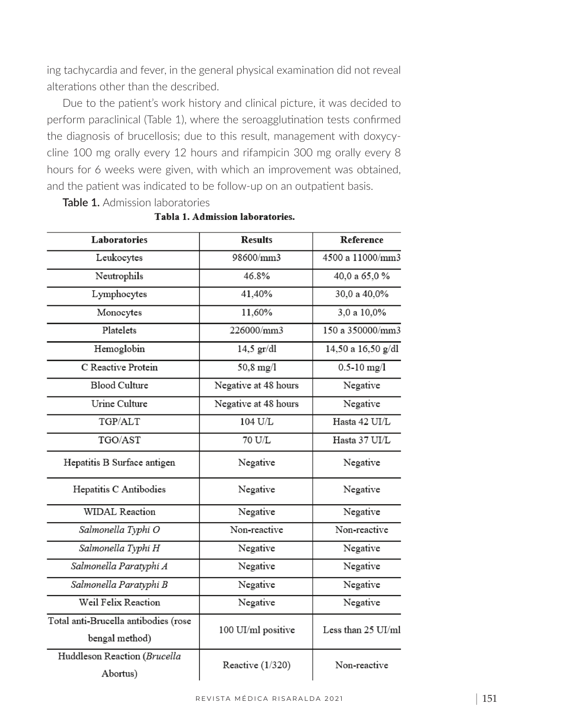ing tachycardia and fever, in the general physical examination did not reveal alterations other than the described.

Due to the patient's work history and clinical picture, it was decided to perform paraclinical (Table 1), where the seroagglutination tests confirmed the diagnosis of brucellosis; due to this result, management with doxycycline 100 mg orally every 12 hours and rifampicin 300 mg orally every 8 hours for 6 weeks were given, with which an improvement was obtained, and the patient was indicated to be follow-up on an outpatient basis.

**Table 1.** Admission laboratories

**Tabla 1. Admission laboratories.**

| Laboratories | Results | Reference |
|---|---|---|
| Leukocytes | 98600/mm3 | 4500 a 11000/mm3 |
| Neutrophils | 46.8% | 40,0 a 65,0 % |
| Lymphocytes | 41,40% | 30,0 a 40,0% |
| Monocytes | 11,60% | 3,0 a 10,0% |
| Platelets | 226000/mm3 | 150 a 350000/mm3 |
| Hemoglobin | 14,5 gr/dl | 14,50 a 16,50 g/dl |
| C Reactive Protein | 50,8 mg/l | 0.5-10 mg/l |
| Blood Culture | Negative at 48 hours | Negative |
| Urine Culture | Negative at 48 hours | Negative |
| TGP/ALT | 104 U/L | Hasta 42 UI/L |
| TGO/AST | 70 U/L | Hasta 37 UI/L |
| Hepatitis B Surface antigen | Negative | Negative |
| Hepatitis C Antibodies | Negative | Negative |
| WIDAL Reaction | Negative | Negative |
| *Salmonella Typhi O* | Non-reactive | Non-reactive |
| *Salmonella Typhi H* | Negative | Negative |
| *Salmonella Paratyphi A* | Negative | Negative |
| *Salmonella Paratyphi B* | Negative | Negative |
| Weil Felix Reaction | Negative | Negative |
| Total anti-Brucella antibodies (rose bengal method) | 100 UI/ml positive | Less than 25 UI/ml |
| Huddleson Reaction (*Brucella Abortus*) | Reactive (1/320) | Non-reactive |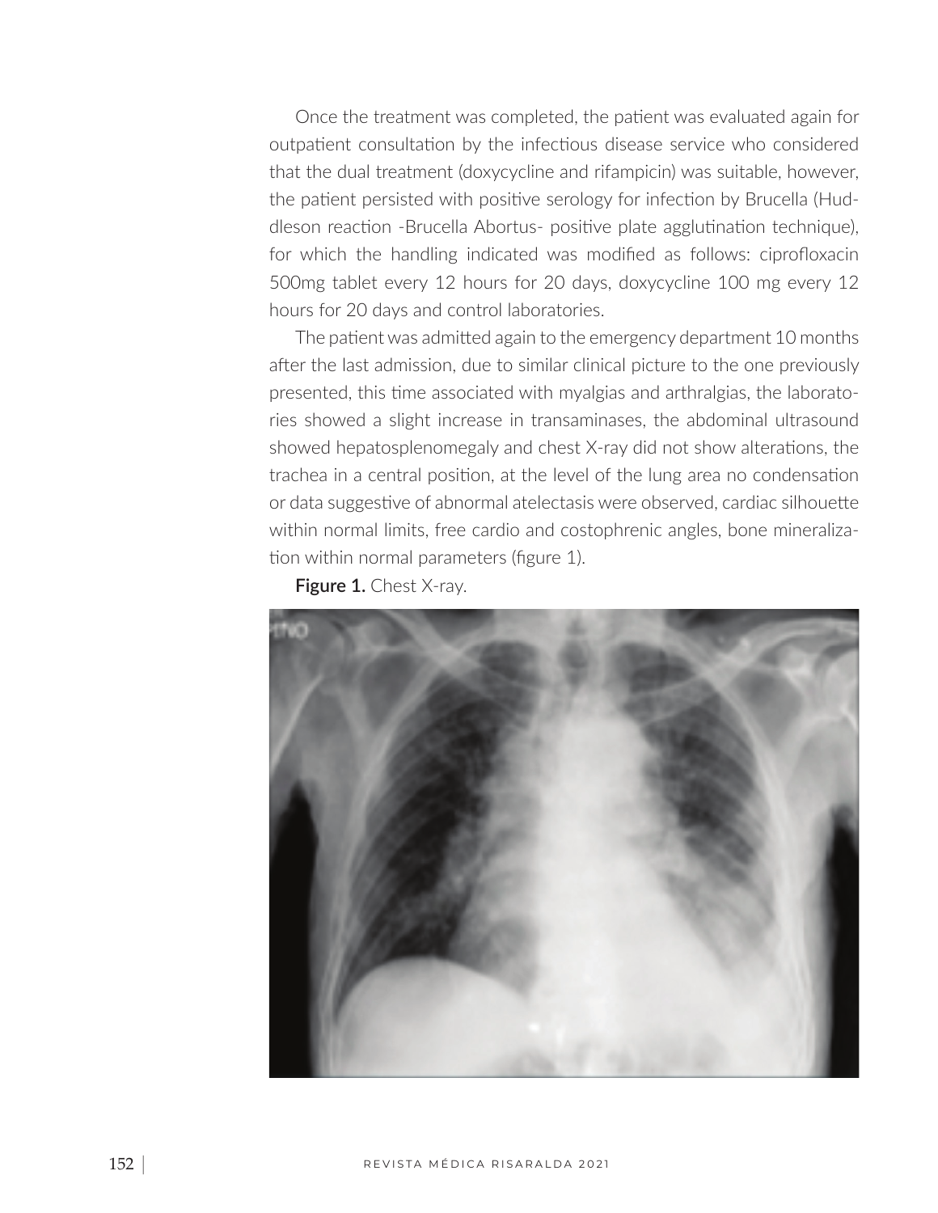Once the treatment was completed, the patient was evaluated again for outpatient consultation by the infectious disease service who considered that the dual treatment (doxycycline and rifampicin) was suitable, however, the patient persisted with positive serology for infection by Brucella (Huddleson reaction -Brucella Abortus- positive plate agglutination technique), for which the handling indicated was modified as follows: ciprofloxacin 500mg tablet every 12 hours for 20 days, doxycycline 100 mg every 12 hours for 20 days and control laboratories.

The patient was admitted again to the emergency department 10 months after the last admission, due to similar clinical picture to the one previously presented, this time associated with myalgias and arthralgias, the laboratories showed a slight increase in transaminases, the abdominal ultrasound showed hepatosplenomegaly and chest X-ray did not show alterations, the trachea in a central position, at the level of the lung area no condensation or data suggestive of abnormal atelectasis were observed, cardiac silhouette within normal limits, free cardio and costophrenic angles, bone mineralization within normal parameters (figure 1).

**Figure 1.** Chest X-ray.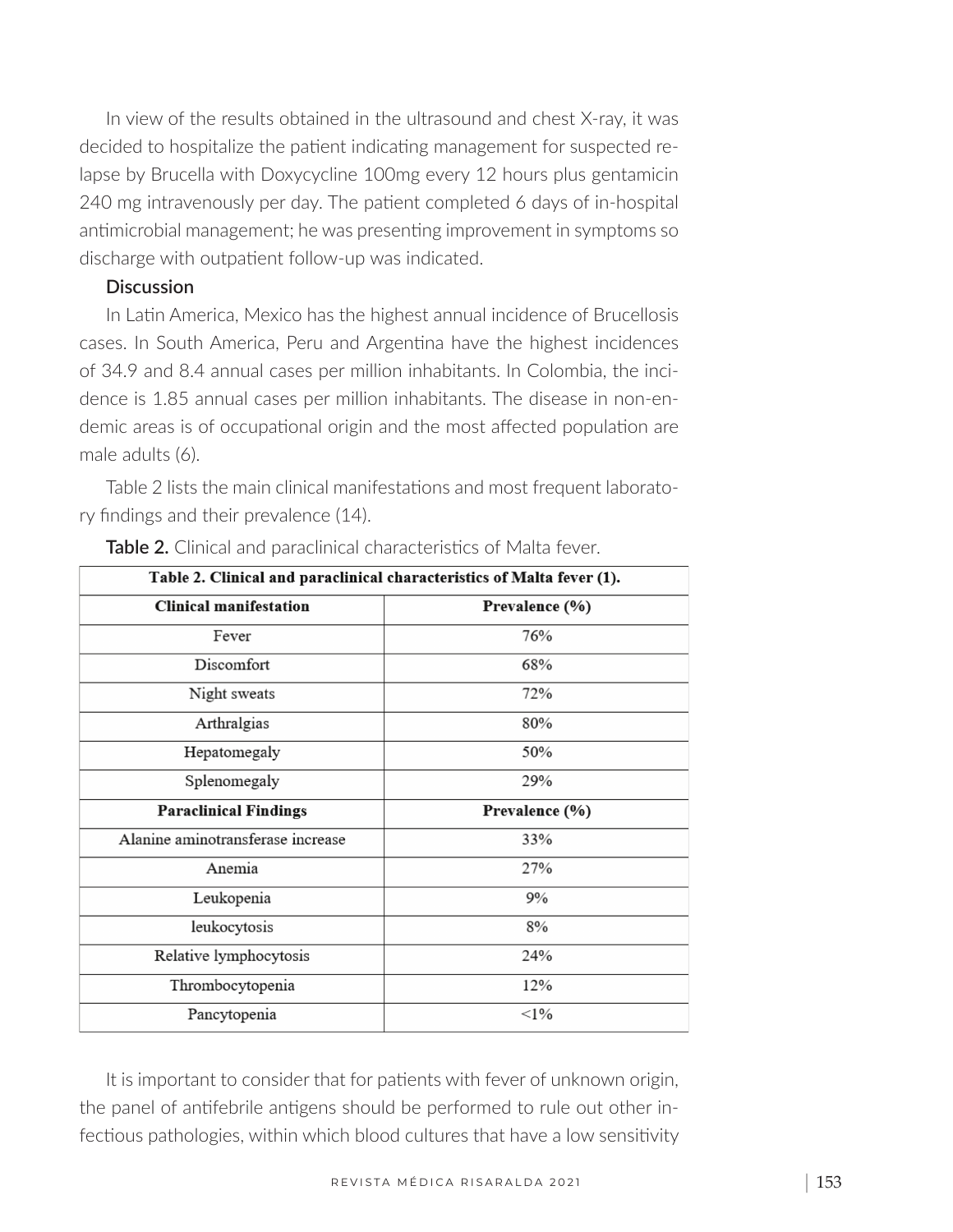In view of the results obtained in the ultrasound and chest X-ray, it was decided to hospitalize the patient indicating management for suspected relapse by Brucella with Doxycycline 100mg every 12 hours plus gentamicin 240 mg intravenously per day. The patient completed 6 days of in-hospital antimicrobial management; he was presenting improvement in symptoms so discharge with outpatient follow-up was indicated.

## Discussion

In Latin America, Mexico has the highest annual incidence of Brucellosis cases. In South America, Peru and Argentina have the highest incidences of 34.9 and 8.4 annual cases per million inhabitants. In Colombia, the incidence is 1.85 annual cases per million inhabitants. The disease in non-endemic areas is of occupational origin and the most affected population are male adults (6).

Table 2 lists the main clinical manifestations and most frequent laboratory findings and their prevalence (14).

**Table 2.** Clinical and paraclinical characteristics of Malta fever.

| **Table 2. Clinical and paraclinical characteristics of Malta fever (1).** | |
|---|---|
| **Clinical manifestation** | **Prevalence (%)** |
| Fever | 76% |
| Discomfort | 68% |
| Night sweats | 72% |
| Arthralgias | 80% |
| Hepatomegaly | 50% |
| Splenomegaly | 29% |
| **Paraclinical Findings** | **Prevalence (%)** |
| Alanine aminotransferase increase | 33% |
| Anemia | 27% |
| Leukopenia | 9% |
| leukocytosis | 8% |
| Relative lymphocytosis | 24% |
| Thrombocytopenia | 12% |
| Pancytopenia | <1% |

It is important to consider that for patients with fever of unknown origin, the panel of antifebrile antigens should be performed to rule out other infectious pathologies, within which blood cultures that have a low sensitivity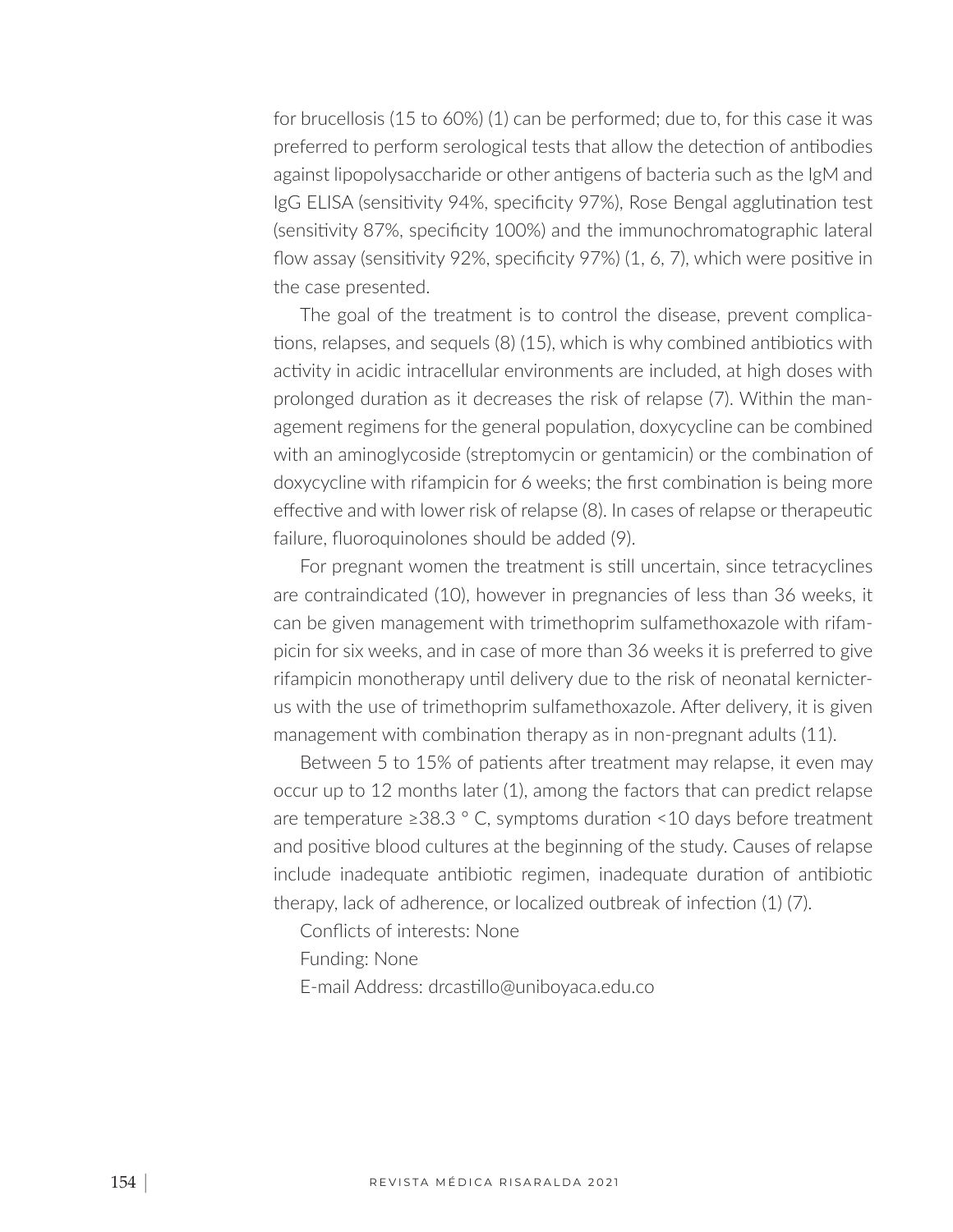for brucellosis (15 to 60%) (1) can be performed; due to, for this case it was preferred to perform serological tests that allow the detection of antibodies against lipopolysaccharide or other antigens of bacteria such as the IgM and IgG ELISA (sensitivity 94%, specificity 97%), Rose Bengal agglutination test (sensitivity 87%, specificity 100%) and the immunochromatographic lateral flow assay (sensitivity 92%, specificity 97%) (1, 6, 7), which were positive in the case presented.

The goal of the treatment is to control the disease, prevent complications, relapses, and sequels (8) (15), which is why combined antibiotics with activity in acidic intracellular environments are included, at high doses with prolonged duration as it decreases the risk of relapse (7). Within the management regimens for the general population, doxycycline can be combined with an aminoglycoside (streptomycin or gentamicin) or the combination of doxycycline with rifampicin for 6 weeks; the first combination is being more effective and with lower risk of relapse (8). In cases of relapse or therapeutic failure, fluoroquinolones should be added (9).

For pregnant women the treatment is still uncertain, since tetracyclines are contraindicated (10), however in pregnancies of less than 36 weeks, it can be given management with trimethoprim sulfamethoxazole with rifampicin for six weeks, and in case of more than 36 weeks it is preferred to give rifampicin monotherapy until delivery due to the risk of neonatal kernicterus with the use of trimethoprim sulfamethoxazole. After delivery, it is given management with combination therapy as in non-pregnant adults (11).

Between 5 to 15% of patients after treatment may relapse, it even may occur up to 12 months later (1), among the factors that can predict relapse are temperature ≥38.3 ° C, symptoms duration <10 days before treatment and positive blood cultures at the beginning of the study. Causes of relapse include inadequate antibiotic regimen, inadequate duration of antibiotic therapy, lack of adherence, or localized outbreak of infection (1) (7).

Conflicts of interests: None

Funding: None

E-mail Address: drcastillo@uniboyaca.edu.co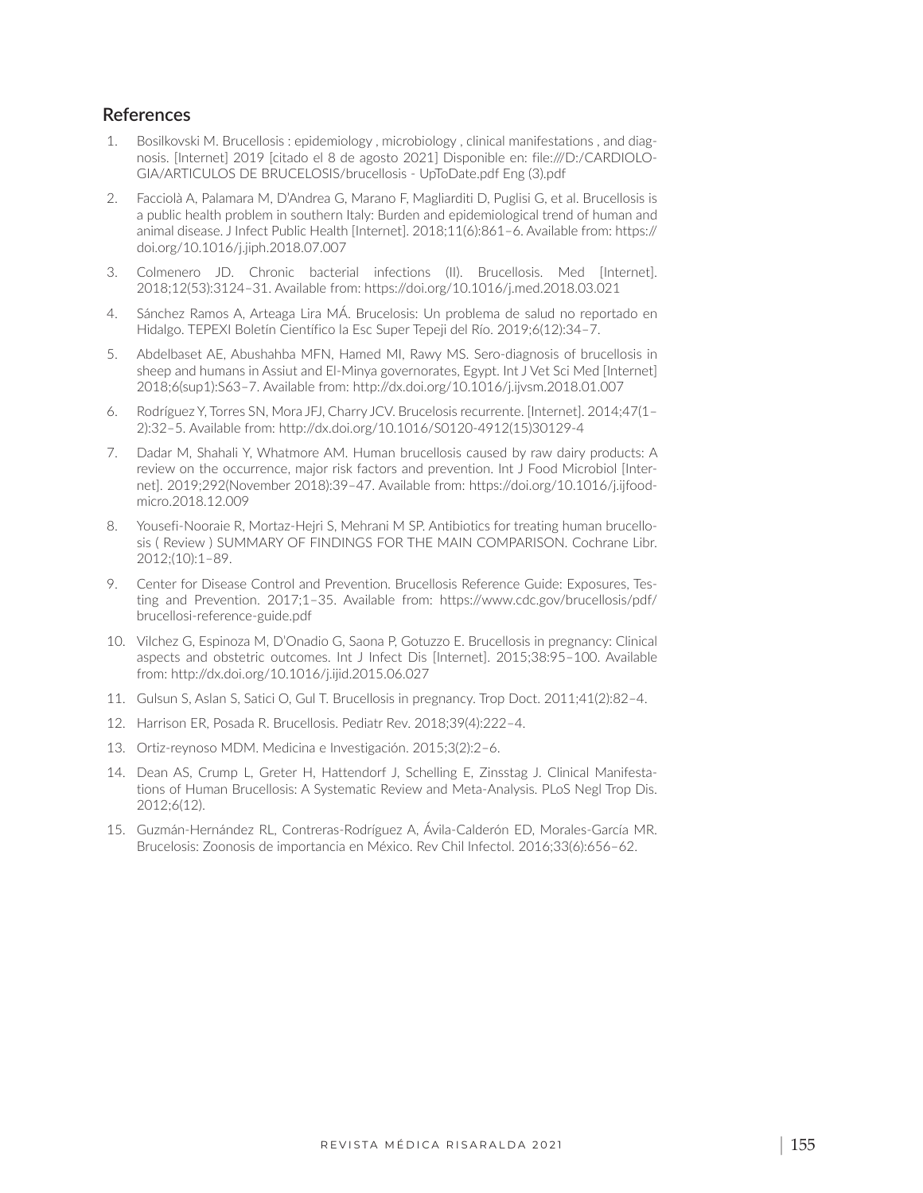## References

1. Bosilkovski M. Brucellosis : epidemiology , microbiology , clinical manifestations , and diagnosis. [Internet] 2019 [citado el 8 de agosto 2021] Disponible en: file:///D:/CARDIOLOGIA/ARTICULOS DE BRUCELOSIS/brucellosis - UpToDate.pdf Eng (3).pdf

2. Facciolà A, Palamara M, D'Andrea G, Marano F, Magliarditi D, Puglisi G, et al. Brucellosis is a public health problem in southern Italy: Burden and epidemiological trend of human and animal disease. J Infect Public Health [Internet]. 2018;11(6):861–6. Available from: https://doi.org/10.1016/j.jiph.2018.07.007

3. Colmenero JD. Chronic bacterial infections (II). Brucellosis. Med [Internet]. 2018;12(53):3124–31. Available from: https://doi.org/10.1016/j.med.2018.03.021

4. Sánchez Ramos A, Arteaga Lira MÁ. Brucelosis: Un problema de salud no reportado en Hidalgo. TEPEXI Boletín Científico la Esc Super Tepeji del Río. 2019;6(12):34–7.

5. Abdelbaset AE, Abushahba MFN, Hamed MI, Rawy MS. Sero-diagnosis of brucellosis in sheep and humans in Assiut and El-Minya governorates, Egypt. Int J Vet Sci Med [Internet] 2018;6(sup1):S63–7. Available from: http://dx.doi.org/10.1016/j.ijvsm.2018.01.007

6. Rodríguez Y, Torres SN, Mora JFJ, Charry JCV. Brucelosis recurrente. [Internet]. 2014;47(1–2):32–5. Available from: http://dx.doi.org/10.1016/S0120-4912(15)30129-4

7. Dadar M, Shahali Y, Whatmore AM. Human brucellosis caused by raw dairy products: A review on the occurrence, major risk factors and prevention. Int J Food Microbiol [Internet]. 2019;292(November 2018):39–47. Available from: https://doi.org/10.1016/j.ijfoodmicro.2018.12.009

8. Yousefi-Nooraie R, Mortaz-Hejri S, Mehrani M SP. Antibiotics for treating human brucellosis ( Review ) SUMMARY OF FINDINGS FOR THE MAIN COMPARISON. Cochrane Libr. 2012;(10):1–89.

9. Center for Disease Control and Prevention. Brucellosis Reference Guide: Exposures, Testing and Prevention. 2017;1–35. Available from: https://www.cdc.gov/brucellosis/pdf/brucellosi-reference-guide.pdf

10. Vilchez G, Espinoza M, D'Onadio G, Saona P, Gotuzzo E. Brucellosis in pregnancy: Clinical aspects and obstetric outcomes. Int J Infect Dis [Internet]. 2015;38:95–100. Available from: http://dx.doi.org/10.1016/j.ijid.2015.06.027

11. Gulsun S, Aslan S, Satici O, Gul T. Brucellosis in pregnancy. Trop Doct. 2011;41(2):82–4.

12. Harrison ER, Posada R. Brucellosis. Pediatr Rev. 2018;39(4):222–4.

13. Ortiz-reynoso MDM. Medicina e Investigación. 2015;3(2):2–6.

14. Dean AS, Crump L, Greter H, Hattendorf J, Schelling E, Zinsstag J. Clinical Manifestations of Human Brucellosis: A Systematic Review and Meta-Analysis. PLoS Negl Trop Dis. 2012;6(12).

15. Guzmán-Hernández RL, Contreras-Rodríguez A, Ávila-Calderón ED, Morales-García MR. Brucelosis: Zoonosis de importancia en México. Rev Chil Infectol. 2016;33(6):656–62.